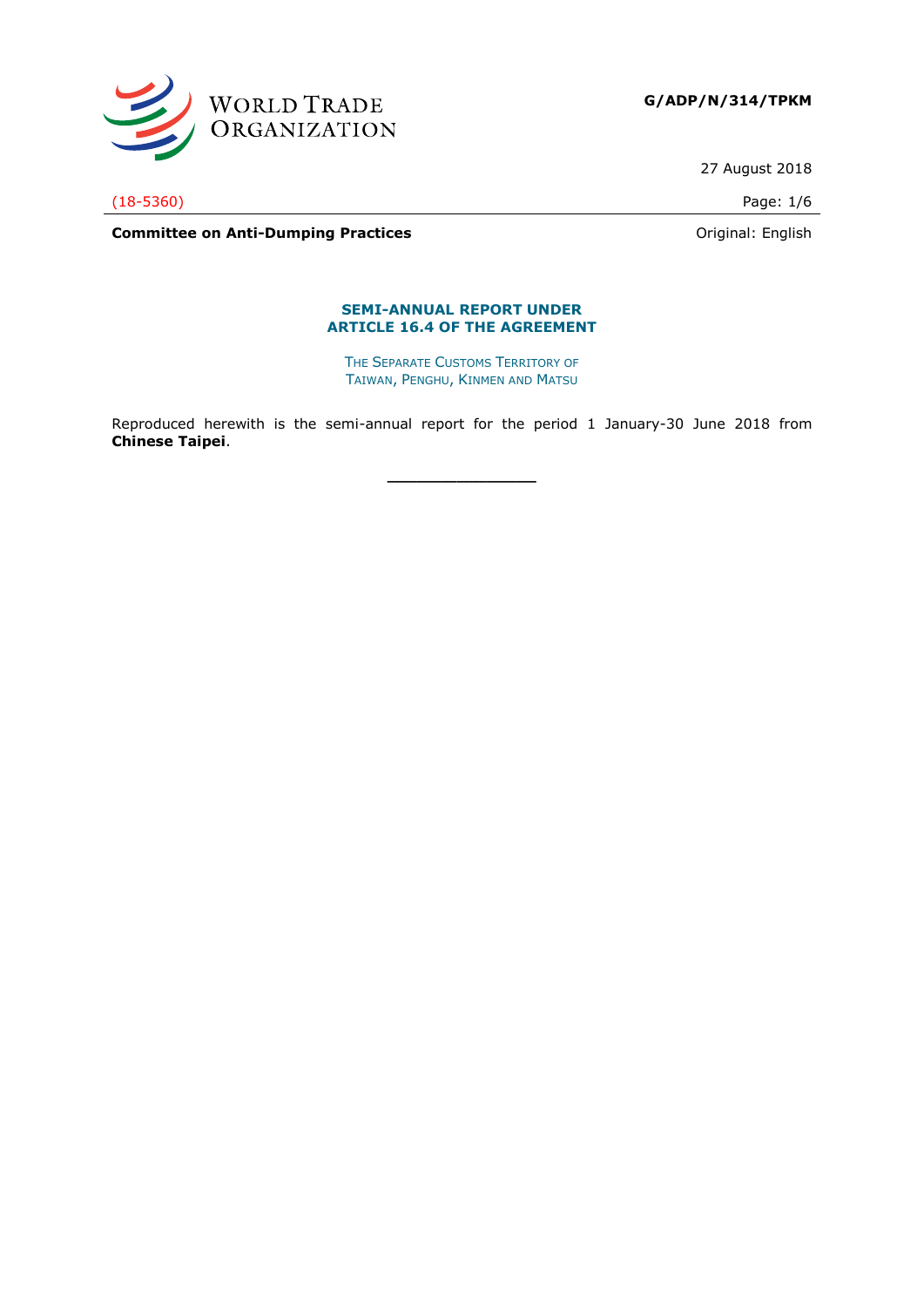WORLD TRADE ORGANIZATION

**G/ADP/N/314/TPKM**

27 August 2018

(18-5360)

**Committee on Anti-Dumping Practices**

Original: English

## SEMI-ANNUAL REPORT UNDER ARTICLE 16.4 OF THE AGREEMENT

THE SEPARATE CUSTOMS TERRITORY OF TAIWAN, PENGHU, KINMEN AND MATSU

Reproduced herewith is the semi-annual report for the period 1 January-30 June 2018 from **Chinese Taipei**.

---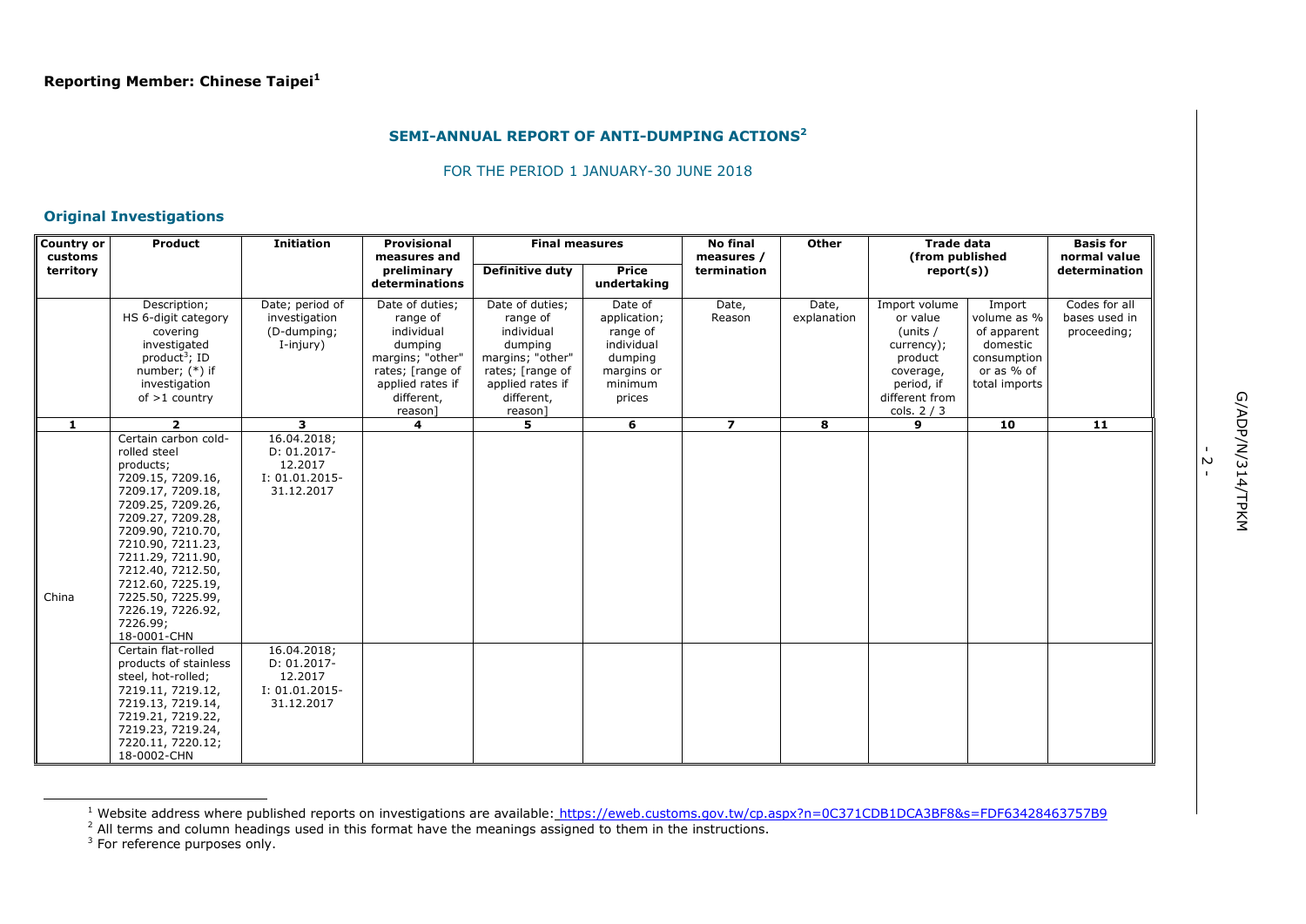**Reporting Member: Chinese Taipei[1]**

## SEMI-ANNUAL REPORT OF ANTI-DUMPING ACTIONS[2]

FOR THE PERIOD 1 JANUARY-30 JUNE 2018

### Original Investigations

| Country or customs territory | Product | Initiation | Provisional measures and preliminary determinations | Final measures | | No final measures / termination | Other | Trade data (from published report(s)) | | Basis for normal value determination |
|---|---|---|---|---|---|---|---|---|---|---|
| | | | | Definitive duty | Price undertaking | | | | | |
| | Description; HS 6-digit category covering investigated product[3]; ID number; (*) if investigation of >1 country | Date; period of investigation (D-dumping; I-injury) | Date of duties; range of individual dumping margins; "other" rates; [range of applied rates if different, reason] | Date of duties; range of individual dumping margins; "other" rates; [range of applied rates if different, reason] | Date of application; range of individual dumping margins or minimum prices | Date, Reason | Date, explanation | Import volume or value (units / currency); product coverage, period, if different from cols. 2 / 3 | Import volume as % of apparent domestic consumption or as % of total imports | Codes for all bases used in proceeding; |
| **1** | **2** | **3** | **4** | **5** | **6** | **7** | **8** | **9** | **10** | **11** |
| China | Certain carbon cold-rolled steel products; 7209.15, 7209.16, 7209.17, 7209.18, 7209.25, 7209.26, 7209.27, 7209.28, 7209.90, 7210.70, 7210.90, 7211.23, 7211.29, 7211.90, 7212.40, 7212.50, 7212.60, 7225.19, 7225.50, 7225.99, 7226.19, 7226.92, 7226.99; 18-0001-CHN | 16.04.2018; D: 01.2017-12.2017 I: 01.01.2015-31.12.2017 | | | | | | | | |
| | Certain flat-rolled products of stainless steel, hot-rolled; 7219.11, 7219.12, 7219.13, 7219.14, 7219.21, 7219.22, 7219.23, 7219.24, 7220.11, 7220.12; 18-0002-CHN | 16.04.2018; D: 01.2017-12.2017 I: 01.01.2015-31.12.2017 | | | | | | | | |

[1] Website address where published reports on investigations are available: https://eweb.customs.gov.tw/cp.aspx?n=0C371CDB1DCA3BF8&s=FDF63428463757B9

[2] All terms and column headings used in this format have the meanings assigned to them in the instructions.

[3] For reference purposes only.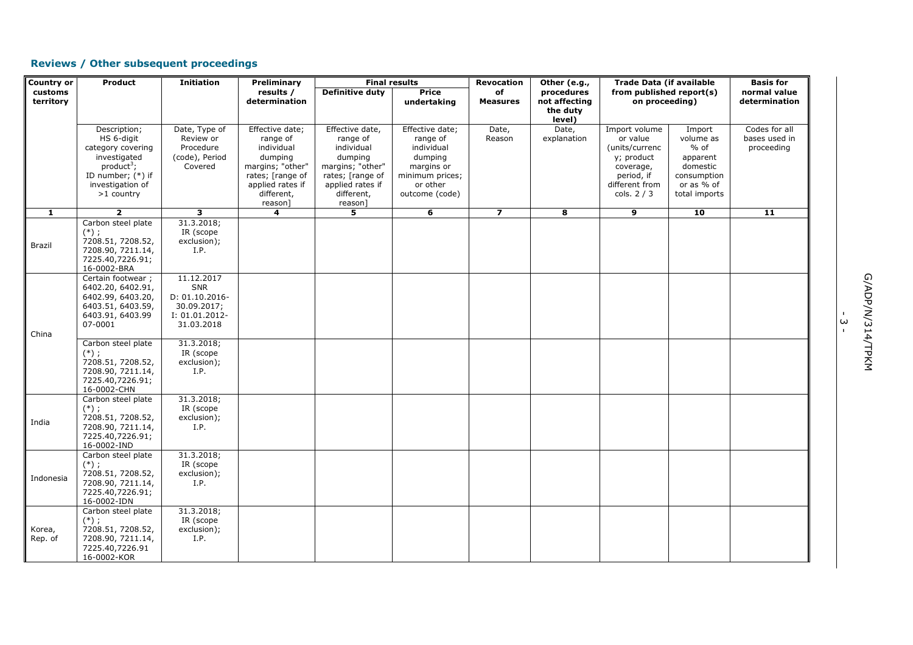### Reviews / Other subsequent proceedings

| Country or customs territory | Product | Initiation | Preliminary results / determination | Final results | | Revocation of Measures | Other (e.g., procedures not affecting the duty level) | Trade Data (if available from published report(s) on proceeding) | | Basis for normal value determination |
|---|---|---|---|---|---|---|---|---|---|---|
| | | | | Definitive duty | Price undertaking | | | | | |
| | Description; HS 6-digit category covering investigated product[3]; ID number; (*) if investigation of >1 country | Date, Type of Review or Procedure (code), Period Covered | Effective date; range of individual dumping margins; "other" rates; [range of applied rates if different, reason] | Effective date, range of individual dumping margins; "other" rates; [range of applied rates if different, reason] | Effective date; range of individual dumping margins or minimum prices; or other outcome (code) | Date, Reason | Date, explanation | Import volume or value (units/currency; product coverage, period, if different from cols. 2 / 3 | Import volume as % of apparent domestic consumption or as % of total imports | Codes for all bases used in proceeding |
| 1 | 2 | 3 | 4 | 5 | 6 | 7 | 8 | 9 | 10 | 11 |
| Brazil | Carbon steel plate (*) ; 7208.51, 7208.52, 7208.90, 7211.14, 7225.40,7226.91; 16-0002-BRA | 31.3.2018; IR (scope exclusion); I.P. | | | | | | | | |
| China | Certain footwear ; 6402.20, 6402.91, 6402.99, 6403.20, 6403.51, 6403.59, 6403.91, 6403.99 07-0001 | 11.12.2017 SNR D: 01.10.2016-30.09.2017; I: 01.01.2012-31.03.2018 | | | | | | | | |
| | Carbon steel plate (*) ; 7208.51, 7208.52, 7208.90, 7211.14, 7225.40,7226.91; 16-0002-CHN | 31.3.2018; IR (scope exclusion); I.P. | | | | | | | | |
| India | Carbon steel plate (*) ; 7208.51, 7208.52, 7208.90, 7211.14, 7225.40,7226.91; 16-0002-IND | 31.3.2018; IR (scope exclusion); I.P. | | | | | | | | |
| Indonesia | Carbon steel plate (*) ; 7208.51, 7208.52, 7208.90, 7211.14, 7225.40,7226.91; 16-0002-IDN | 31.3.2018; IR (scope exclusion); I.P. | | | | | | | | |
| Korea, Rep. of | Carbon steel plate (*) ; 7208.51, 7208.52, 7208.90, 7211.14, 7225.40,7226.91 16-0002-KOR | 31.3.2018; IR (scope exclusion); I.P. | | | | | | | | |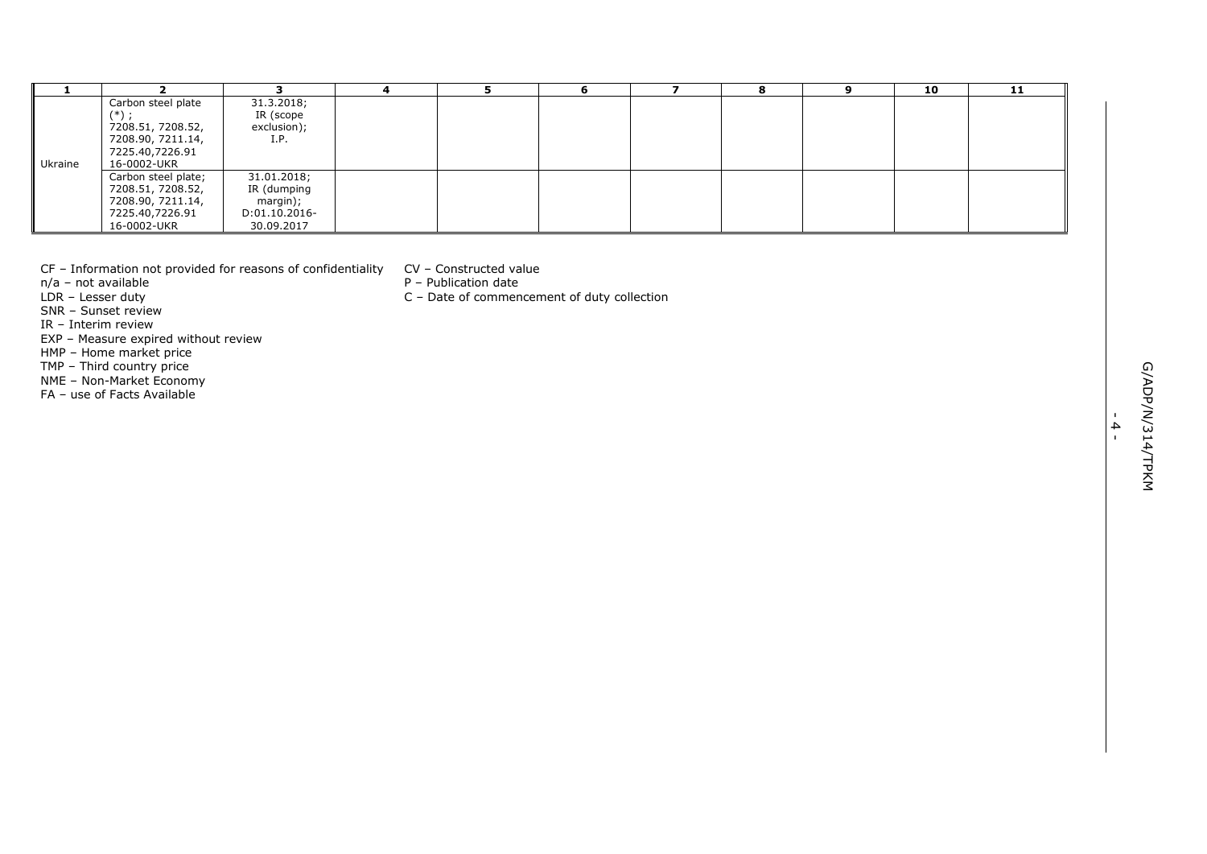| 1 | 2 | 3 | 4 | 5 | 6 | 7 | 8 | 9 | 10 | 11 |
|---|---|---|---|---|---|---|---|---|---|---|
| Ukraine | Carbon steel plate (*) ; 7208.51, 7208.52, 7208.90, 7211.14, 7225.40,7226.91 16-0002-UKR | 31.3.2018; IR (scope exclusion); I.P. | | | | | | | | |
| | Carbon steel plate; 7208.51, 7208.52, 7208.90, 7211.14, 7225.40,7226.91 16-0002-UKR | 31.01.2018; IR (dumping margin); D:01.10.2016-30.09.2017 | | | | | | | | |

CF – Information not provided for reasons of confidentiality
n/a – not available
LDR – Lesser duty
SNR – Sunset review
IR – Interim review
EXP – Measure expired without review
HMP – Home market price
TMP – Third country price
NME – Non-Market Economy
FA – use of Facts Available
CV – Constructed value
P – Publication date
C – Date of commencement of duty collection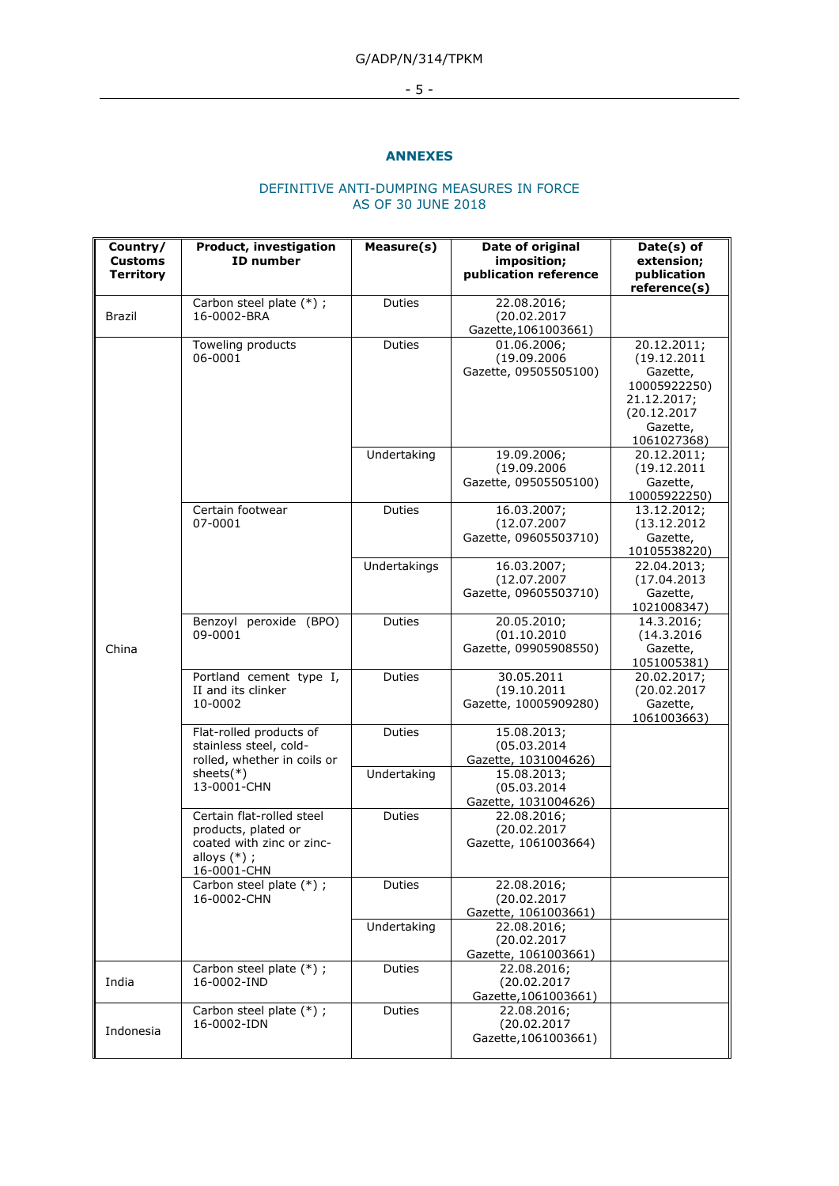## ANNEXES

### DEFINITIVE ANTI-DUMPING MEASURES IN FORCE AS OF 30 JUNE 2018

| Country/ Customs Territory | Product, investigation ID number | Measure(s) | Date of original imposition; publication reference | Date(s) of extension; publication reference(s) |
|---|---|---|---|---|
| Brazil | Carbon steel plate (*) ; 16-0002-BRA | Duties | 22.08.2016; (20.02.2017 Gazette,1061003661) | |
| China | Toweling products 06-0001 | Duties | 01.06.2006; (19.09.2006 Gazette, 09505505100) | 20.12.2011; (19.12.2011 Gazette, 10005922250) 21.12.2017; (20.12.2017 Gazette, 1061027368) |
| | | Undertaking | 19.09.2006; (19.09.2006 Gazette, 09505505100) | 20.12.2011; (19.12.2011 Gazette, 10005922250) |
| | Certain footwear 07-0001 | Duties | 16.03.2007; (12.07.2007 Gazette, 09605503710) | 13.12.2012; (13.12.2012 Gazette, 10105538220) |
| | | Undertakings | 16.03.2007; (12.07.2007 Gazette, 09605503710) | 22.04.2013; (17.04.2013 Gazette, 1021008347) |
| | Benzoyl peroxide (BPO) 09-0001 | Duties | 20.05.2010; (01.10.2010 Gazette, 09905908550) | 14.3.2016; (14.3.2016 Gazette, 1051005381) |
| | Portland cement type I, II and its clinker 10-0002 | Duties | 30.05.2011 (19.10.2011 Gazette, 10005909280) | 20.02.2017; (20.02.2017 Gazette, 1061003663) |
| | Flat-rolled products of stainless steel, cold-rolled, whether in coils or sheets(*) 13-0001-CHN | Duties | 15.08.2013; (05.03.2014 Gazette, 1031004626) | |
| | | Undertaking | 15.08.2013; (05.03.2014 Gazette, 1031004626) | |
| | Certain flat-rolled steel products, plated or coated with zinc or zinc-alloys (*) ; 16-0001-CHN | Duties | 22.08.2016; (20.02.2017 Gazette, 1061003664) | |
| | Carbon steel plate (*) ; 16-0002-CHN | Duties | 22.08.2016; (20.02.2017 Gazette, 1061003661) | |
| | | Undertaking | 22.08.2016; (20.02.2017 Gazette, 1061003661) | |
| India | Carbon steel plate (*) ; 16-0002-IND | Duties | 22.08.2016; (20.02.2017 Gazette,1061003661) | |
| Indonesia | Carbon steel plate (*) ; 16-0002-IDN | Duties | 22.08.2016; (20.02.2017 Gazette,1061003661) | |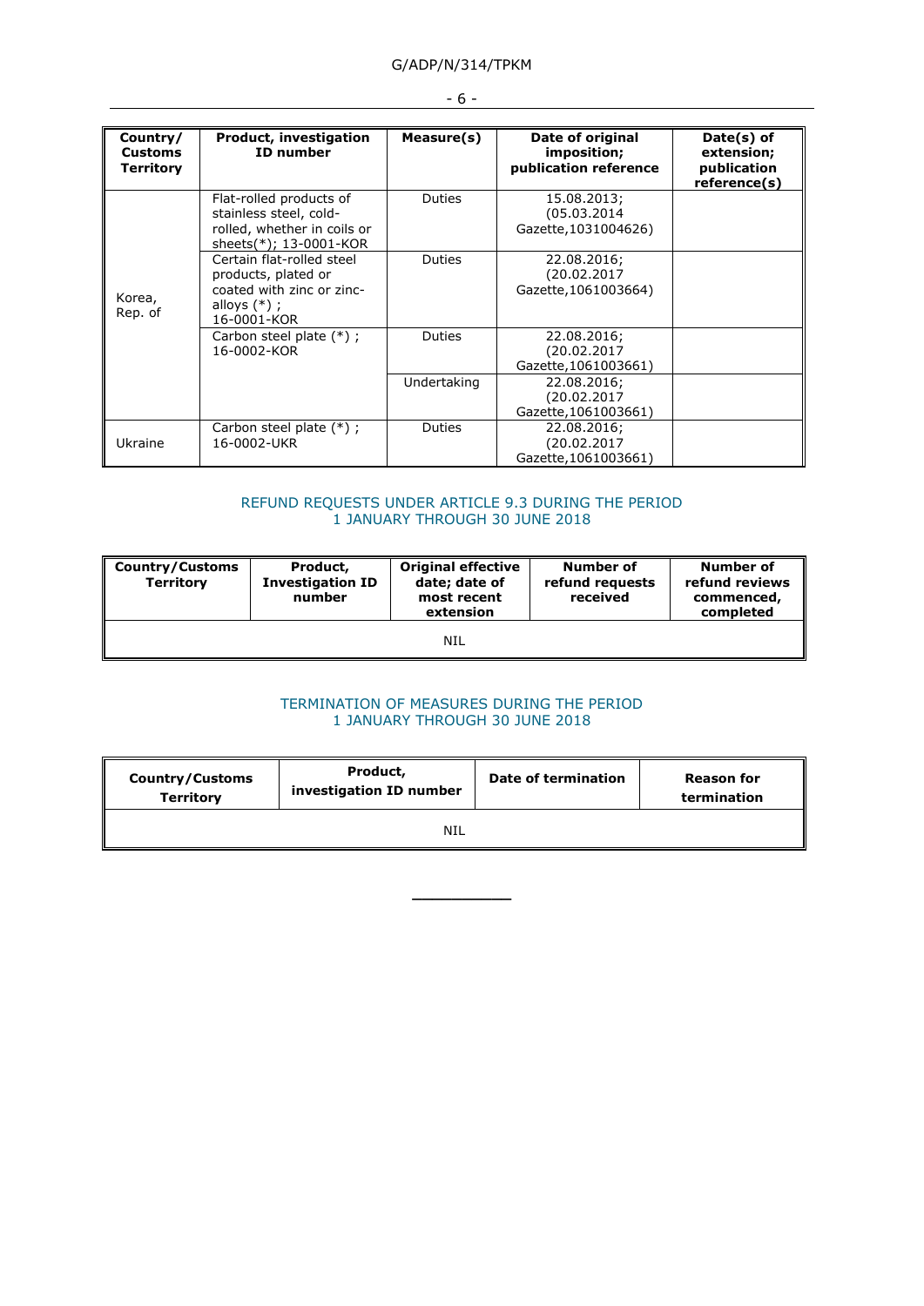| Country/ Customs Territory | Product, investigation ID number | Measure(s) | Date of original imposition; publication reference | Date(s) of extension; publication reference(s) |
|---|---|---|---|---|
| Korea, Rep. of | Flat-rolled products of stainless steel, cold-rolled, whether in coils or sheets(*); 13-0001-KOR | Duties | 15.08.2013; (05.03.2014 Gazette,1031004626) | |
| | Certain flat-rolled steel products, plated or coated with zinc or zinc-alloys (*) ; 16-0001-KOR | Duties | 22.08.2016; (20.02.2017 Gazette,1061003664) | |
| | Carbon steel plate (*) ; 16-0002-KOR | Duties | 22.08.2016; (20.02.2017 Gazette,1061003661) | |
| | | Undertaking | 22.08.2016; (20.02.2017 Gazette,1061003661) | |
| Ukraine | Carbon steel plate (*) ; 16-0002-UKR | Duties | 22.08.2016; (20.02.2017 Gazette,1061003661) | |

## REFUND REQUESTS UNDER ARTICLE 9.3 DURING THE PERIOD 1 JANUARY THROUGH 30 JUNE 2018

| Country/Customs Territory | Product, Investigation ID number | Original effective date; date of most recent extension | Number of refund requests received | Number of refund reviews commenced, completed |
|---|---|---|---|---|
| NIL | | | | |

## TERMINATION OF MEASURES DURING THE PERIOD 1 JANUARY THROUGH 30 JUNE 2018

| Country/Customs Territory | Product, investigation ID number | Date of termination | Reason for termination |
|---|---|---|---|
| NIL | | | |

__________